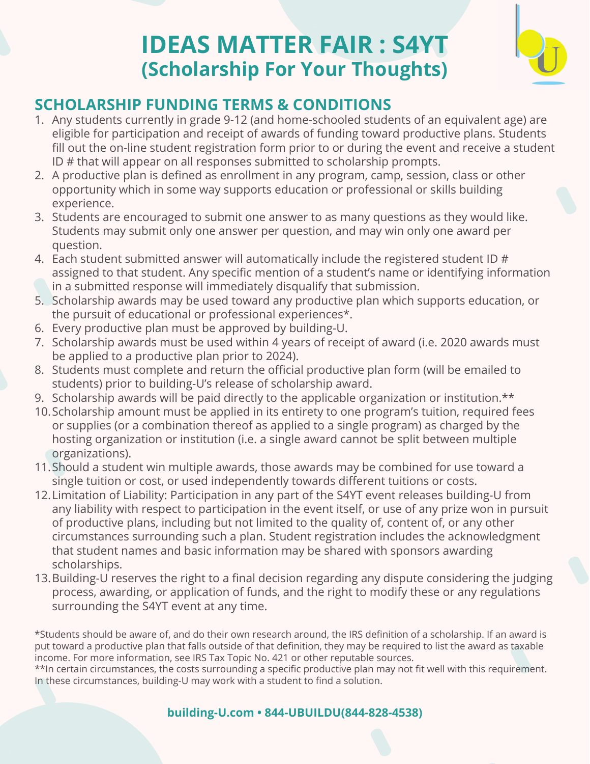# IDEAS MATTER FAIR : S4YT
## (Scholarship For Your Thoughts)

## SCHOLARSHIP FUNDING TERMS & CONDITIONS

1. Any students currently in grade 9-12 (and home-schooled students of an equivalent age) are eligible for participation and receipt of awards of funding toward productive plans. Students fill out the on-line student registration form prior to or during the event and receive a student ID # that will appear on all responses submitted to scholarship prompts.
2. A productive plan is defined as enrollment in any program, camp, session, class or other opportunity which in some way supports education or professional or skills building experience.
3. Students are encouraged to submit one answer to as many questions as they would like. Students may submit only one answer per question, and may win only one award per question.
4. Each student submitted answer will automatically include the registered student ID # assigned to that student. Any specific mention of a student's name or identifying information in a submitted response will immediately disqualify that submission.
5. Scholarship awards may be used toward any productive plan which supports education, or the pursuit of educational or professional experiences*.
6. Every productive plan must be approved by building-U.
7. Scholarship awards must be used within 4 years of receipt of award (i.e. 2020 awards must be applied to a productive plan prior to 2024).
8. Students must complete and return the official productive plan form (will be emailed to students) prior to building-U's release of scholarship award.
9. Scholarship awards will be paid directly to the applicable organization or institution.**
10. Scholarship amount must be applied in its entirety to one program's tuition, required fees or supplies (or a combination thereof as applied to a single program) as charged by the hosting organization or institution (i.e. a single award cannot be split between multiple organizations).
11. Should a student win multiple awards, those awards may be combined for use toward a single tuition or cost, or used independently towards different tuitions or costs.
12. Limitation of Liability: Participation in any part of the S4YT event releases building-U from any liability with respect to participation in the event itself, or use of any prize won in pursuit of productive plans, including but not limited to the quality of, content of, or any other circumstances surrounding such a plan. Student registration includes the acknowledgment that student names and basic information may be shared with sponsors awarding scholarships.
13. Building-U reserves the right to a final decision regarding any dispute considering the judging process, awarding, or application of funds, and the right to modify these or any regulations surrounding the S4YT event at any time.

*Students should be aware of, and do their own research around, the IRS definition of a scholarship. If an award is put toward a productive plan that falls outside of that definition, they may be required to list the award as taxable income. For more information, see IRS Tax Topic No. 421 or other reputable sources.
**In certain circumstances, the costs surrounding a specific productive plan may not fit well with this requirement. In these circumstances, building-U may work with a student to find a solution.

**building-U.com • 844-UBUILDU(844-828-4538)**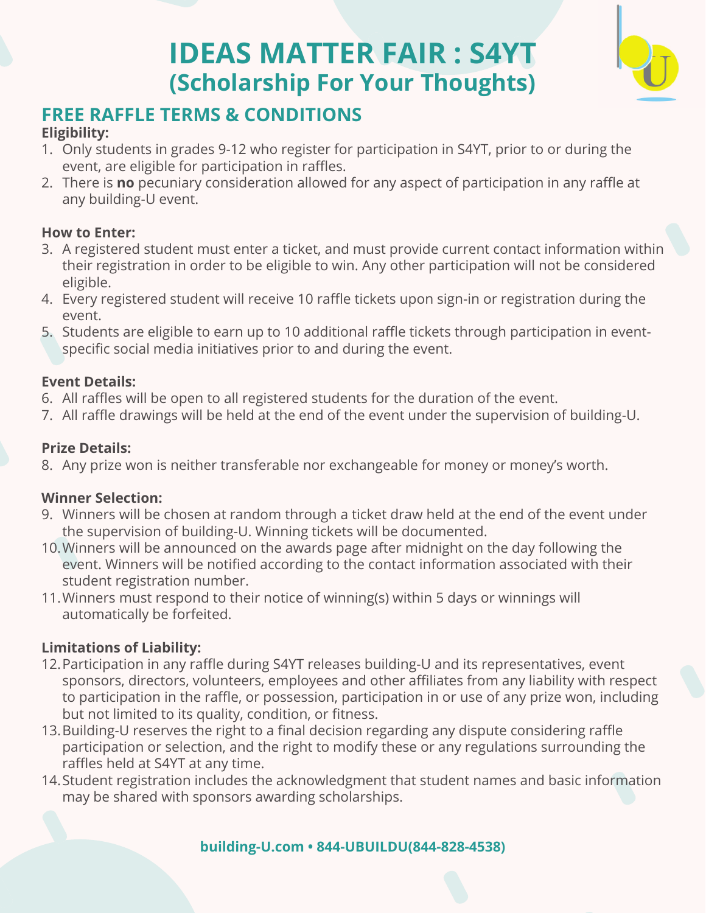# IDEAS MATTER FAIR : S4YT
## (Scholarship For Your Thoughts)

## FREE RAFFLE TERMS & CONDITIONS

**Eligibility:**

1. Only students in grades 9-12 who register for participation in S4YT, prior to or during the event, are eligible for participation in raffles.
2. There is **no** pecuniary consideration allowed for any aspect of participation in any raffle at any building-U event.

**How to Enter:**

3. A registered student must enter a ticket, and must provide current contact information within their registration in order to be eligible to win. Any other participation will not be considered eligible.
4. Every registered student will receive 10 raffle tickets upon sign-in or registration during the event.
5. Students are eligible to earn up to 10 additional raffle tickets through participation in event-specific social media initiatives prior to and during the event.

**Event Details:**

6. All raffles will be open to all registered students for the duration of the event.
7. All raffle drawings will be held at the end of the event under the supervision of building-U.

**Prize Details:**

8. Any prize won is neither transferable nor exchangeable for money or money's worth.

**Winner Selection:**

9. Winners will be chosen at random through a ticket draw held at the end of the event under the supervision of building-U. Winning tickets will be documented.
10. Winners will be announced on the awards page after midnight on the day following the event. Winners will be notified according to the contact information associated with their student registration number.
11. Winners must respond to their notice of winning(s) within 5 days or winnings will automatically be forfeited.

**Limitations of Liability:**

12. Participation in any raffle during S4YT releases building-U and its representatives, event sponsors, directors, volunteers, employees and other affiliates from any liability with respect to participation in the raffle, or possession, participation in or use of any prize won, including but not limited to its quality, condition, or fitness.
13. Building-U reserves the right to a final decision regarding any dispute considering raffle participation or selection, and the right to modify these or any regulations surrounding the raffles held at S4YT at any time.
14. Student registration includes the acknowledgment that student names and basic information may be shared with sponsors awarding scholarships.

**building-U.com • 844-UBUILDU(844-828-4538)**